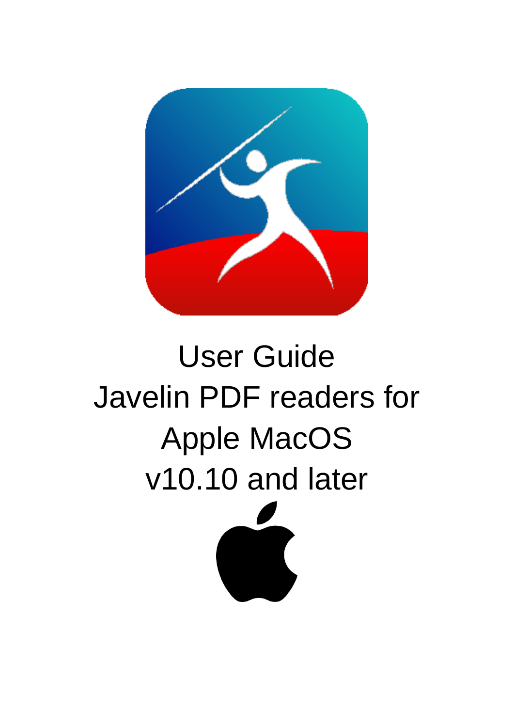# User Guide
# Javelin PDF readers for Apple MacOS v10.10 and later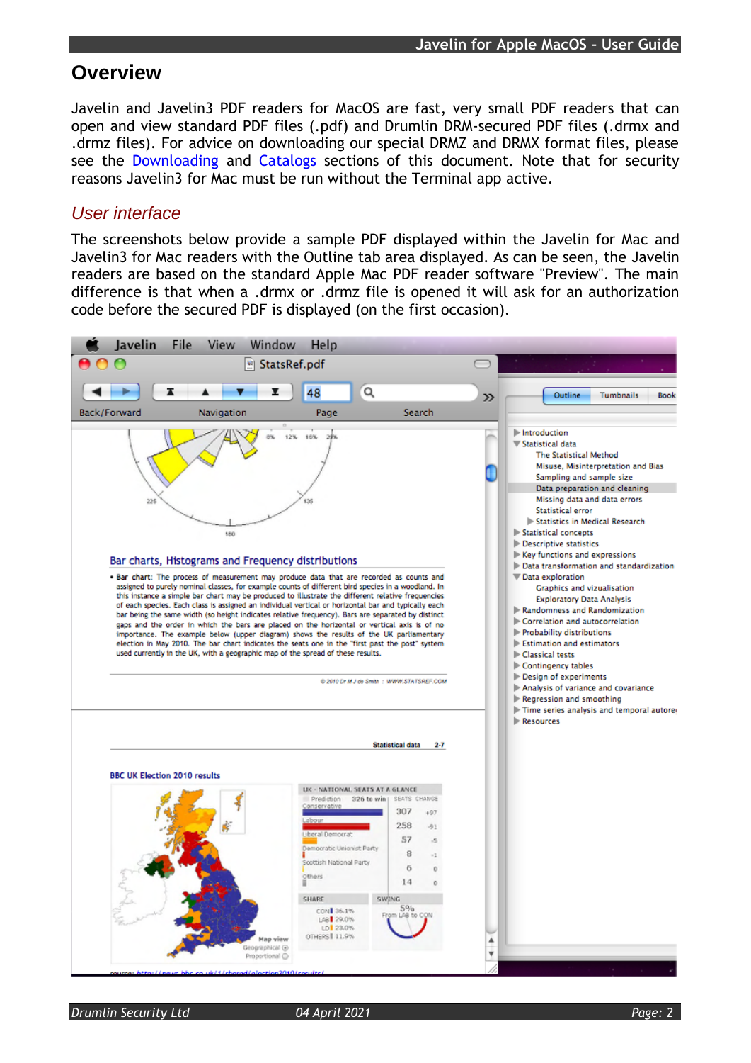# Overview

Javelin and Javelin3 PDF readers for MacOS are fast, very small PDF readers that can open and view standard PDF files (.pdf) and Drumlin DRM-secured PDF files (.drmx and .drmz files). For advice on downloading our special DRMZ and DRMX format files, please see the Downloading and Catalogs sections of this document. Note that for security reasons Javelin3 for Mac must be run without the Terminal app active.

## *User interface*

The screenshots below provide a sample PDF displayed within the Javelin for Mac and Javelin3 for Mac readers with the Outline tab area displayed. As can be seen, the Javelin readers are based on the standard Apple Mac PDF reader software "Preview". The main difference is that when a .drmx or .drmz file is opened it will ask for an authorization code before the secured PDF is displayed (on the first occasion).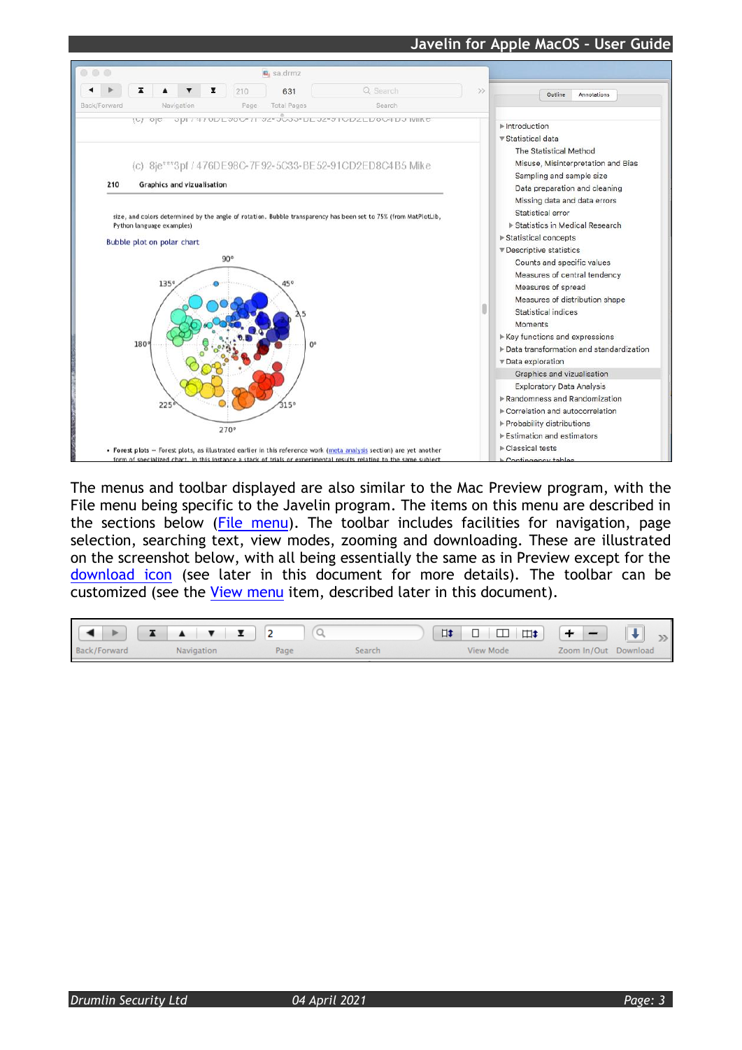The menus and toolbar displayed are also similar to the Mac Preview program, with the File menu being specific to the Javelin program. The items on this menu are described in the sections below (File menu). The toolbar includes facilities for navigation, page selection, searching text, view modes, zooming and downloading. These are illustrated on the screenshot below, with all being essentially the same as in Preview except for the download icon (see later in this document for more details). The toolbar can be customized (see the View menu item, described later in this document).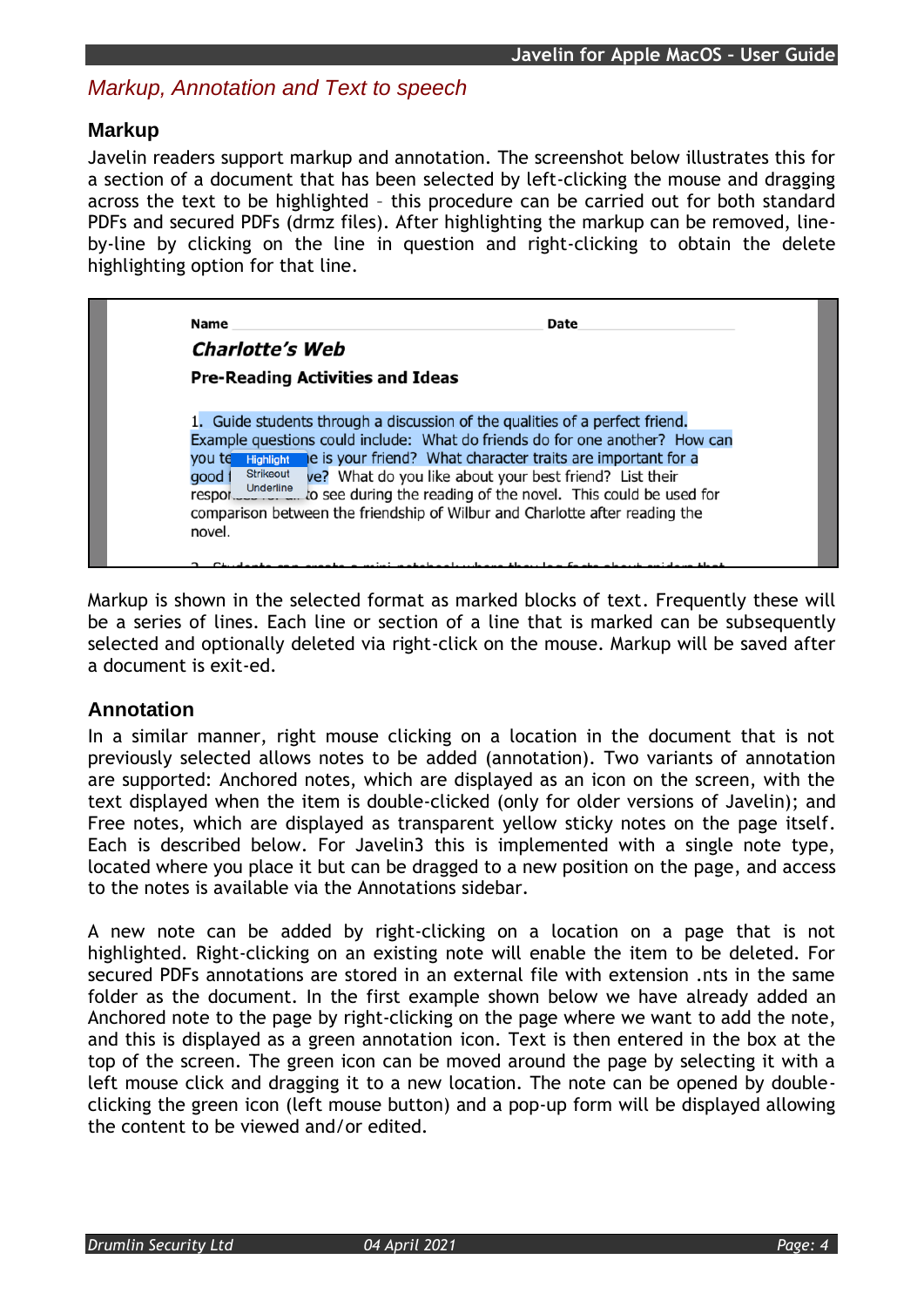## Markup, Annotation and Text to speech

### Markup

Javelin readers support markup and annotation. The screenshot below illustrates this for a section of a document that has been selected by left-clicking the mouse and dragging across the text to be highlighted – this procedure can be carried out for both standard PDFs and secured PDFs (drmz files). After highlighting the markup can be removed, line-by-line by clicking on the line in question and right-clicking to obtain the delete highlighting option for that line.

Markup is shown in the selected format as marked blocks of text. Frequently these will be a series of lines. Each line or section of a line that is marked can be subsequently selected and optionally deleted via right-click on the mouse. Markup will be saved after a document is exit-ed.

### Annotation

In a similar manner, right mouse clicking on a location in the document that is not previously selected allows notes to be added (annotation). Two variants of annotation are supported: Anchored notes, which are displayed as an icon on the screen, with the text displayed when the item is double-clicked (only for older versions of Javelin); and Free notes, which are displayed as transparent yellow sticky notes on the page itself. Each is described below. For Javelin3 this is implemented with a single note type, located where you place it but can be dragged to a new position on the page, and access to the notes is available via the Annotations sidebar.

A new note can be added by right-clicking on a location on a page that is not highlighted. Right-clicking on an existing note will enable the item to be deleted. For secured PDFs annotations are stored in an external file with extension .nts in the same folder as the document. In the first example shown below we have already added an Anchored note to the page by right-clicking on the page where we want to add the note, and this is displayed as a green annotation icon. Text is then entered in the box at the top of the screen. The green icon can be moved around the page by selecting it with a left mouse click and dragging it to a new location. The note can be opened by double-clicking the green icon (left mouse button) and a pop-up form will be displayed allowing the content to be viewed and/or edited.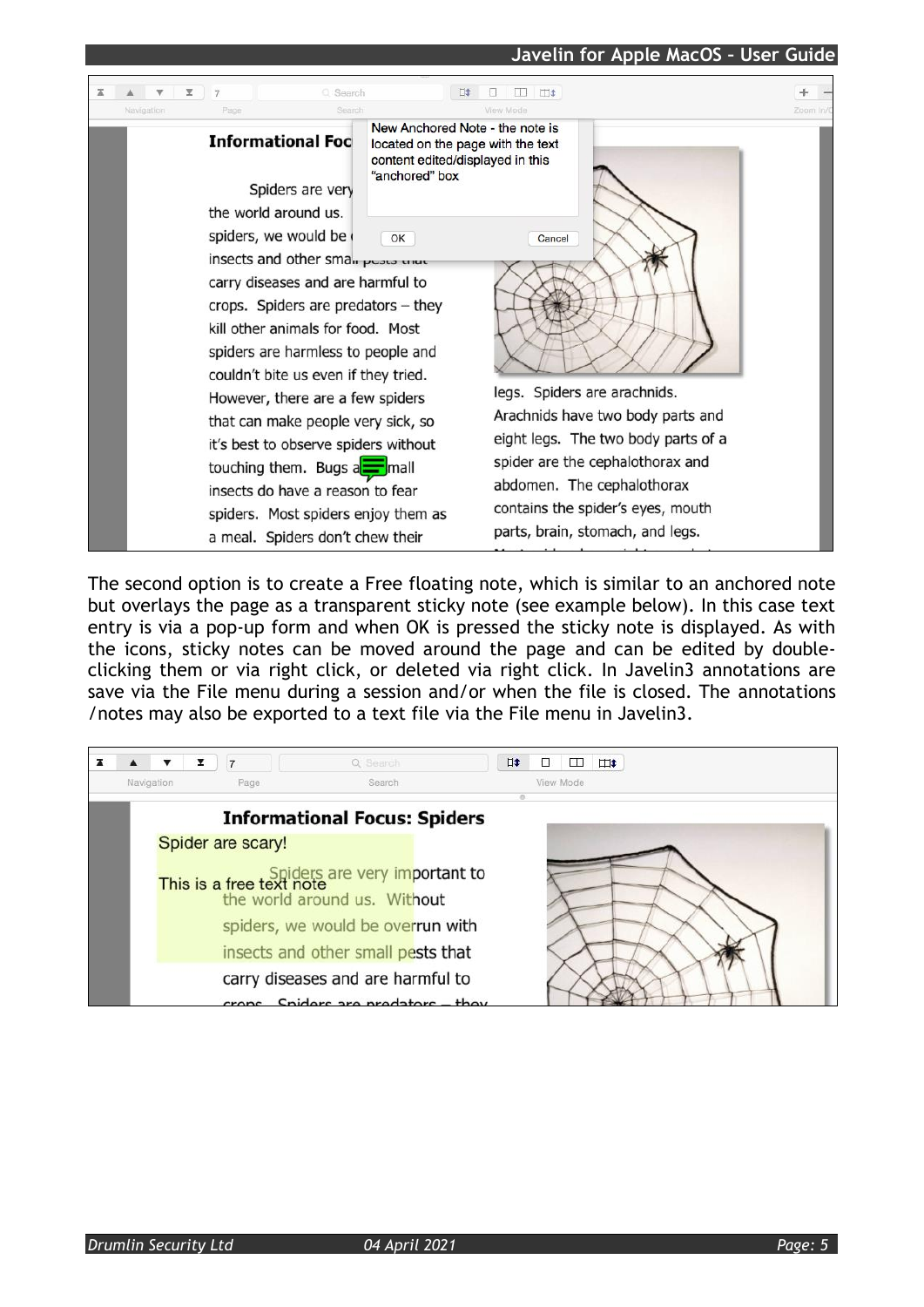The second option is to create a Free floating note, which is similar to an anchored note but overlays the page as a transparent sticky note (see example below). In this case text entry is via a pop-up form and when OK is pressed the sticky note is displayed. As with the icons, sticky notes can be moved around the page and can be edited by double-clicking them or via right click, or deleted via right click. In Javelin3 annotations are save via the File menu during a session and/or when the file is closed. The annotations /notes may also be exported to a text file via the File menu in Javelin3.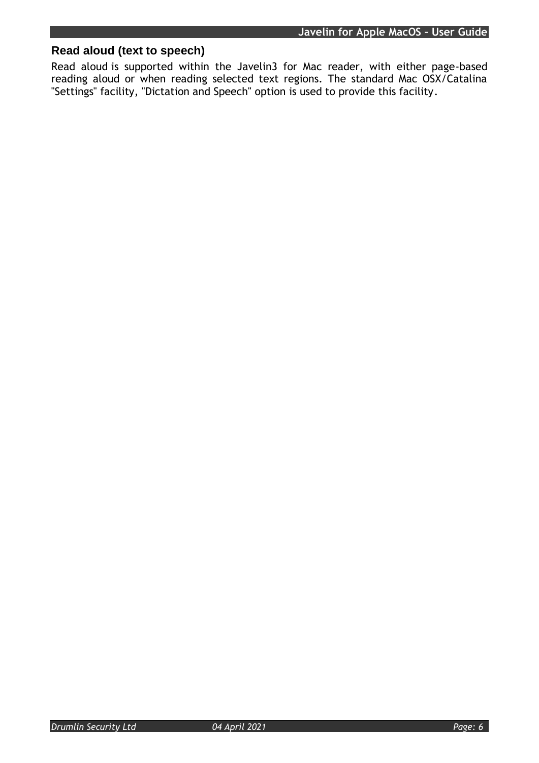## Read aloud (text to speech)

Read aloud is supported within the Javelin3 for Mac reader, with either page-based reading aloud or when reading selected text regions. The standard Mac OSX/Catalina "Settings" facility, "Dictation and Speech" option is used to provide this facility.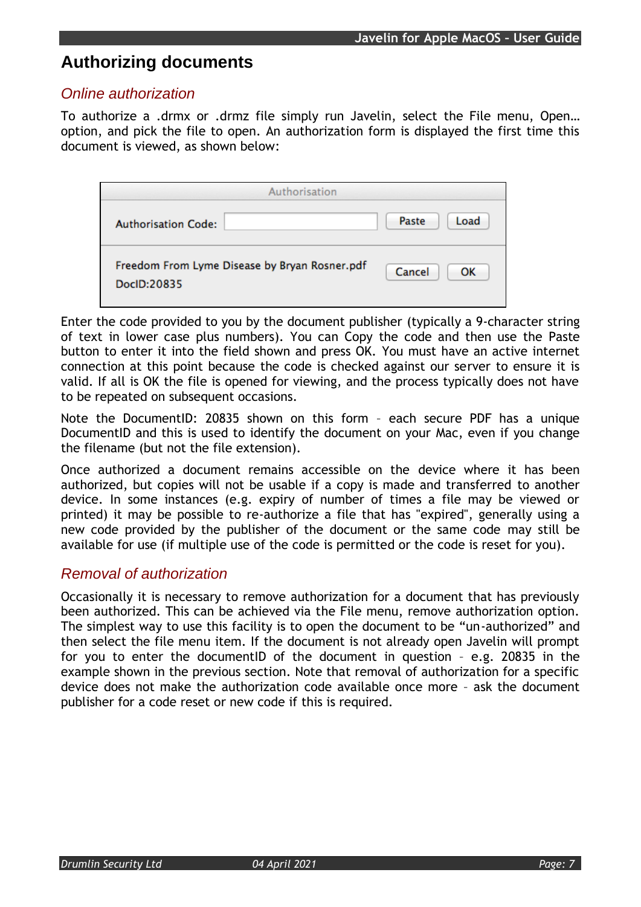# Authorizing documents

## *Online authorization*

To authorize a .drmx or .drmz file simply run Javelin, select the File menu, Open… option, and pick the file to open. An authorization form is displayed the first time this document is viewed, as shown below:

Authorisation

Authorisation Code: [ ] Paste Load

Freedom From Lyme Disease by Bryan Rosner.pdf
DocID:20835
Cancel OK

Enter the code provided to you by the document publisher (typically a 9-character string of text in lower case plus numbers). You can Copy the code and then use the Paste button to enter it into the field shown and press OK. You must have an active internet connection at this point because the code is checked against our server to ensure it is valid. If all is OK the file is opened for viewing, and the process typically does not have to be repeated on subsequent occasions.

Note the DocumentID: 20835 shown on this form – each secure PDF has a unique DocumentID and this is used to identify the document on your Mac, even if you change the filename (but not the file extension).

Once authorized a document remains accessible on the device where it has been authorized, but copies will not be usable if a copy is made and transferred to another device. In some instances (e.g. expiry of number of times a file may be viewed or printed) it may be possible to re-authorize a file that has "expired", generally using a new code provided by the publisher of the document or the same code may still be available for use (if multiple use of the code is permitted or the code is reset for you).

## *Removal of authorization*

Occasionally it is necessary to remove authorization for a document that has previously been authorized. This can be achieved via the File menu, remove authorization option. The simplest way to use this facility is to open the document to be “un-authorized” and then select the file menu item. If the document is not already open Javelin will prompt for you to enter the documentID of the document in question – e.g. 20835 in the example shown in the previous section. Note that removal of authorization for a specific device does not make the authorization code available once more – ask the document publisher for a code reset or new code if this is required.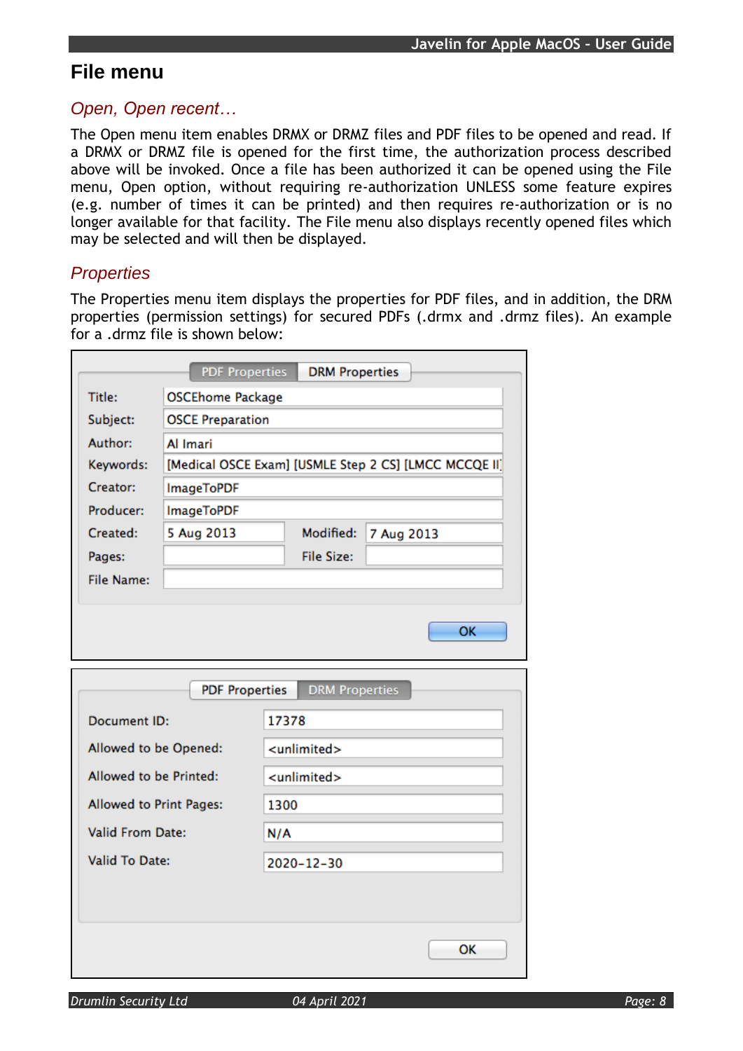# File menu

## *Open, Open recent…*

The Open menu item enables DRMX or DRMZ files and PDF files to be opened and read. If a DRMX or DRMZ file is opened for the first time, the authorization process described above will be invoked. Once a file has been authorized it can be opened using the File menu, Open option, without requiring re-authorization UNLESS some feature expires (e.g. number of times it can be printed) and then requires re-authorization or is no longer available for that facility. The File menu also displays recently opened files which may be selected and will then be displayed.

## *Properties*

The Properties menu item displays the properties for PDF files, and in addition, the DRM properties (permission settings) for secured PDFs (.drmx and .drmz files). An example for a .drmz file is shown below:

**PDF Properties** | DRM Properties

| Field | Value |
|---|---|
| Title: | OSCEhome Package |
| Subject: | OSCE Preparation |
| Author: | Al Imari |
| Keywords: | [Medical OSCE Exam] [USMLE Step 2 CS] [LMCC MCCQE II] |
| Creator: | ImageToPDF |
| Producer: | ImageToPDF |
| Created: | 5 Aug 2013 |
| Modified: | 7 Aug 2013 |
| Pages: | |
| File Size: | |
| File Name: | |

OK

PDF Properties | **DRM Properties**

| Field | Value |
|---|---|
| Document ID: | 17378 |
| Allowed to be Opened: | <unlimited> |
| Allowed to be Printed: | <unlimited> |
| Allowed to Print Pages: | 1300 |
| Valid From Date: | N/A |
| Valid To Date: | 2020-12-30 |

OK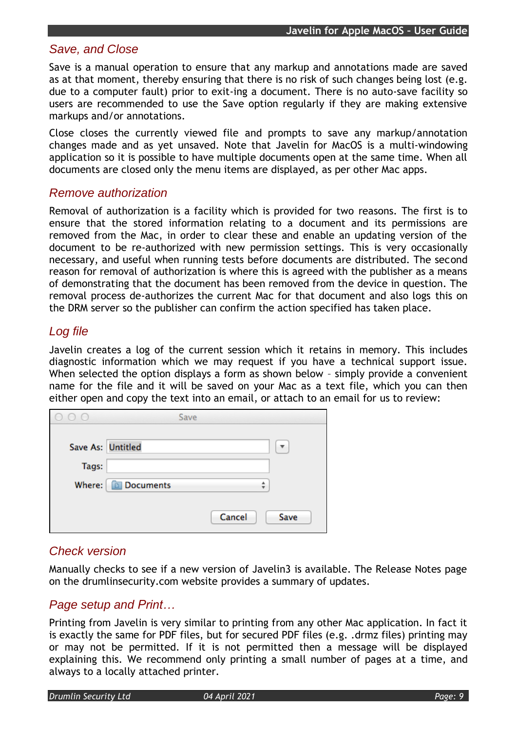## Save, and Close

Save is a manual operation to ensure that any markup and annotations made are saved as at that moment, thereby ensuring that there is no risk of such changes being lost (e.g. due to a computer fault) prior to exit-ing a document. There is no auto-save facility so users are recommended to use the Save option regularly if they are making extensive markups and/or annotations.

Close closes the currently viewed file and prompts to save any markup/annotation changes made and as yet unsaved. Note that Javelin for MacOS is a multi-windowing application so it is possible to have multiple documents open at the same time. When all documents are closed only the menu items are displayed, as per other Mac apps.

## Remove authorization

Removal of authorization is a facility which is provided for two reasons. The first is to ensure that the stored information relating to a document and its permissions are removed from the Mac, in order to clear these and enable an updating version of the document to be re-authorized with new permission settings. This is very occasionally necessary, and useful when running tests before documents are distributed. The second reason for removal of authorization is where this is agreed with the publisher as a means of demonstrating that the document has been removed from the device in question. The removal process de-authorizes the current Mac for that document and also logs this on the DRM server so the publisher can confirm the action specified has taken place.

## Log file

Javelin creates a log of the current session which it retains in memory. This includes diagnostic information which we may request if you have a technical support issue. When selected the option displays a form as shown below – simply provide a convenient name for the file and it will be saved on your Mac as a text file, which you can then either open and copy the text into an email, or attach to an email for us to review:

Save

Save As: Untitled

Tags:

Where: Documents

Cancel Save

## Check version

Manually checks to see if a new version of Javelin3 is available. The Release Notes page on the drumlinsecurity.com website provides a summary of updates.

## Page setup and Print…

Printing from Javelin is very similar to printing from any other Mac application. In fact it is exactly the same for PDF files, but for secured PDF files (e.g. .drmz files) printing may or may not be permitted. If it is not permitted then a message will be displayed explaining this. We recommend only printing a small number of pages at a time, and always to a locally attached printer.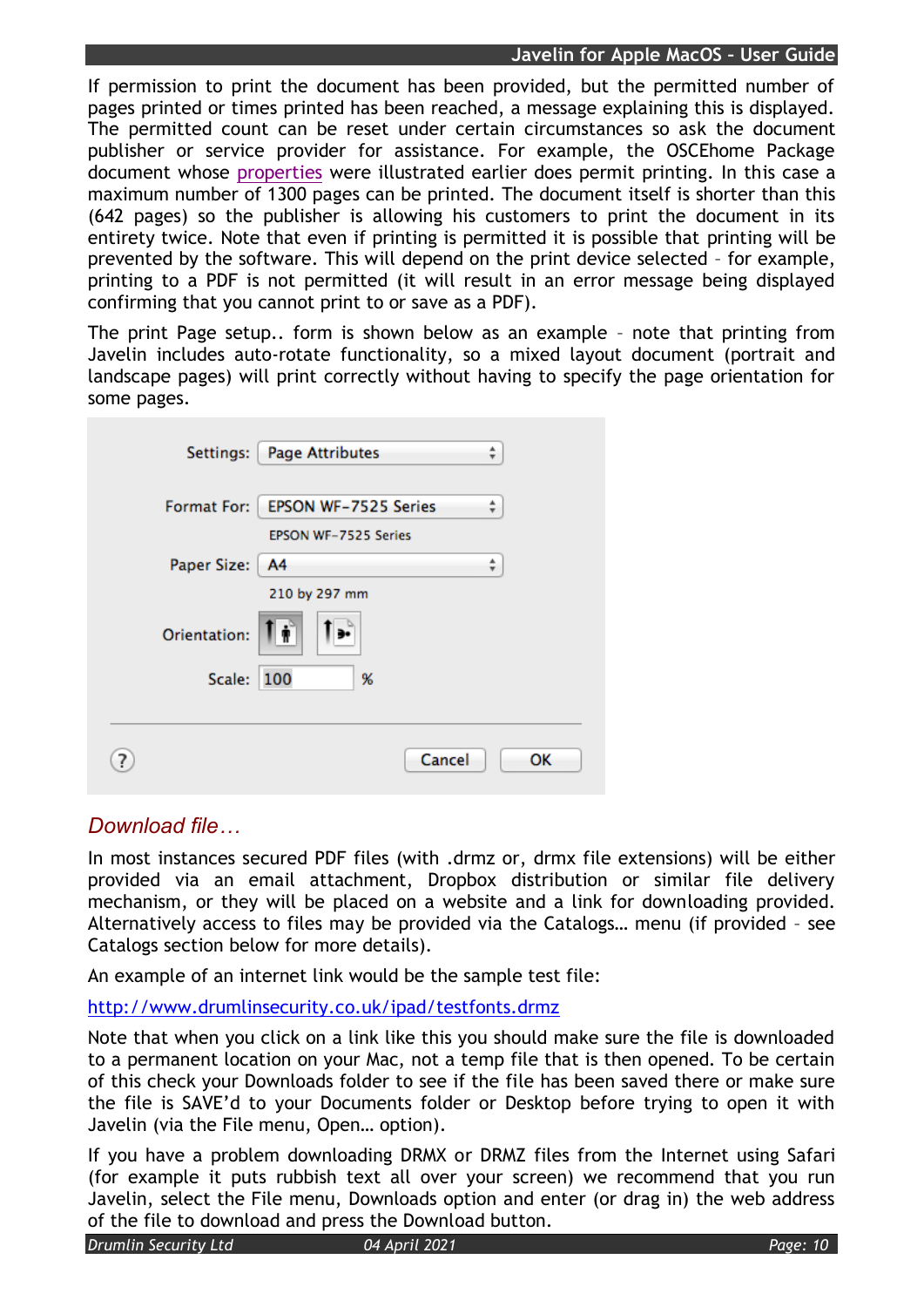If permission to print the document has been provided, but the permitted number of pages printed or times printed has been reached, a message explaining this is displayed. The permitted count can be reset under certain circumstances so ask the document publisher or service provider for assistance. For example, the OSCEhome Package document whose properties were illustrated earlier does permit printing. In this case a maximum number of 1300 pages can be printed. The document itself is shorter than this (642 pages) so the publisher is allowing his customers to print the document in its entirety twice. Note that even if printing is permitted it is possible that printing will be prevented by the software. This will depend on the print device selected – for example, printing to a PDF is not permitted (it will result in an error message being displayed confirming that you cannot print to or save as a PDF).

The print Page setup.. form is shown below as an example – note that printing from Javelin includes auto-rotate functionality, so a mixed layout document (portrait and landscape pages) will print correctly without having to specify the page orientation for some pages.

Settings: Page Attributes

Format For: EPSON WF-7525 Series

EPSON WF-7525 Series

Paper Size: A4

210 by 297 mm

Orientation:

Scale: 100 %

? Cancel OK

## *Download file…*

In most instances secured PDF files (with .drmz or, drmx file extensions) will be either provided via an email attachment, Dropbox distribution or similar file delivery mechanism, or they will be placed on a website and a link for downloading provided. Alternatively access to files may be provided via the Catalogs… menu (if provided – see Catalogs section below for more details).

An example of an internet link would be the sample test file:

http://www.drumlinsecurity.co.uk/ipad/testfonts.drmz

Note that when you click on a link like this you should make sure the file is downloaded to a permanent location on your Mac, not a temp file that is then opened. To be certain of this check your Downloads folder to see if the file has been saved there or make sure the file is SAVE'd to your Documents folder or Desktop before trying to open it with Javelin (via the File menu, Open… option).

If you have a problem downloading DRMX or DRMZ files from the Internet using Safari (for example it puts rubbish text all over your screen) we recommend that you run Javelin, select the File menu, Downloads option and enter (or drag in) the web address of the file to download and press the Download button.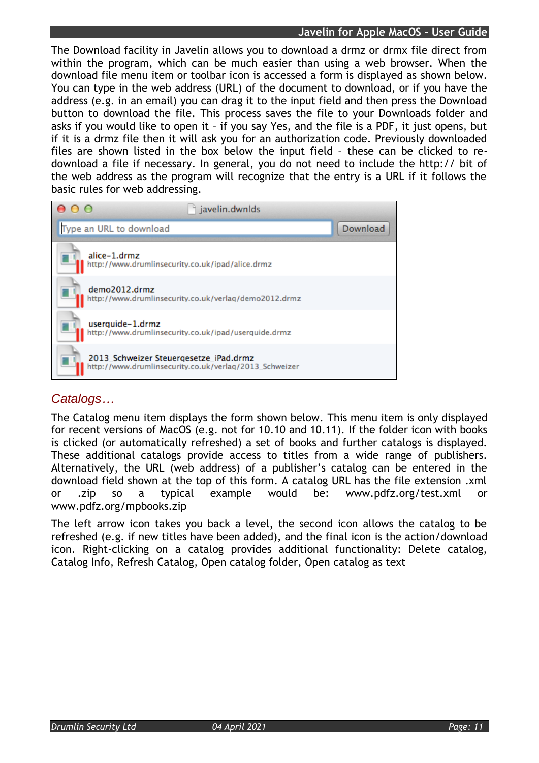The Download facility in Javelin allows you to download a drmz or drmx file direct from within the program, which can be much easier than using a web browser. When the download file menu item or toolbar icon is accessed a form is displayed as shown below. You can type in the web address (URL) of the document to download, or if you have the address (e.g. in an email) you can drag it to the input field and then press the Download button to download the file. This process saves the file to your Downloads folder and asks if you would like to open it – if you say Yes, and the file is a PDF, it just opens, but if it is a drmz file then it will ask you for an authorization code. Previously downloaded files are shown listed in the box below the input field – these can be clicked to re-download a file if necessary. In general, you do not need to include the http:// bit of the web address as the program will recognize that the entry is a URL if it follows the basic rules for web addressing.

## *Catalogs…*

The Catalog menu item displays the form shown below. This menu item is only displayed for recent versions of MacOS (e.g. not for 10.10 and 10.11). If the folder icon with books is clicked (or automatically refreshed) a set of books and further catalogs is displayed. These additional catalogs provide access to titles from a wide range of publishers. Alternatively, the URL (web address) of a publisher's catalog can be entered in the download field shown at the top of this form. A catalog URL has the file extension .xml or .zip so a typical example would be: www.pdfz.org/test.xml or www.pdfz.org/mpbooks.zip

The left arrow icon takes you back a level, the second icon allows the catalog to be refreshed (e.g. if new titles have been added), and the final icon is the action/download icon. Right-clicking on a catalog provides additional functionality: Delete catalog, Catalog Info, Refresh Catalog, Open catalog folder, Open catalog as text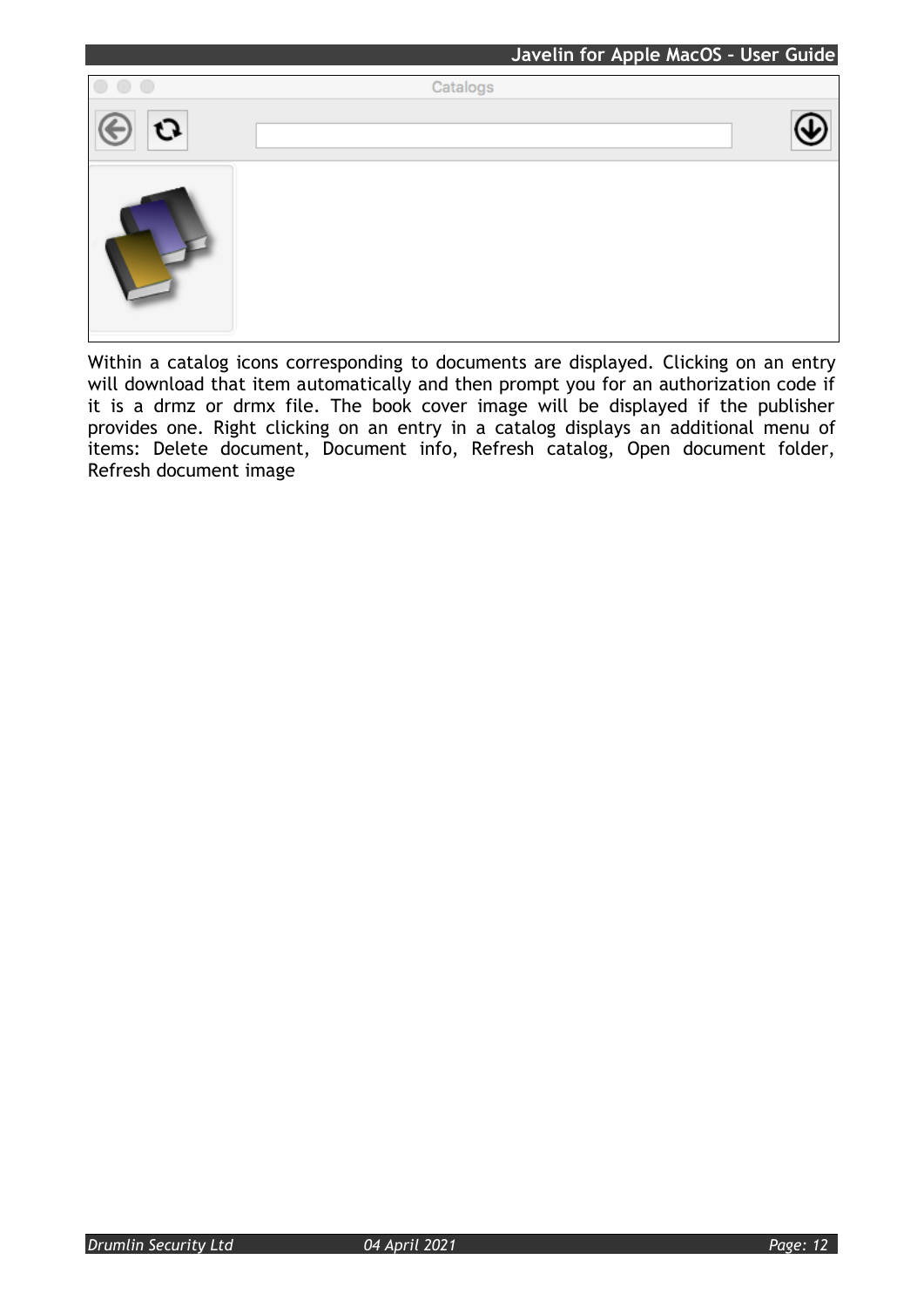Within a catalog icons corresponding to documents are displayed. Clicking on an entry will download that item automatically and then prompt you for an authorization code if it is a drmz or drmx file. The book cover image will be displayed if the publisher provides one. Right clicking on an entry in a catalog displays an additional menu of items: Delete document, Document info, Refresh catalog, Open document folder, Refresh document image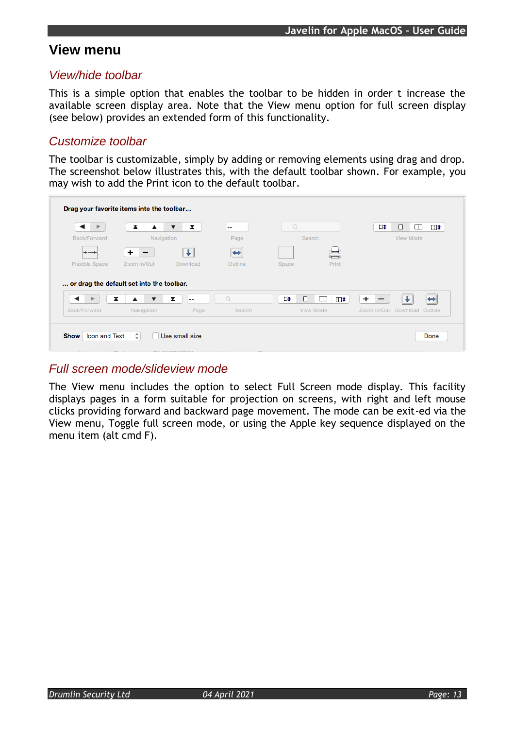# View menu

## View/hide toolbar

This is a simple option that enables the toolbar to be hidden in order t increase the available screen display area. Note that the View menu option for full screen display (see below) provides an extended form of this functionality.

## Customize toolbar

The toolbar is customizable, simply by adding or removing elements using drag and drop. The screenshot below illustrates this, with the default toolbar shown. For example, you may wish to add the Print icon to the default toolbar.

## Full screen mode/slideview mode

The View menu includes the option to select Full Screen mode display. This facility displays pages in a form suitable for projection on screens, with right and left mouse clicks providing forward and backward page movement. The mode can be exit-ed via the View menu, Toggle full screen mode, or using the Apple key sequence displayed on the menu item (alt cmd F).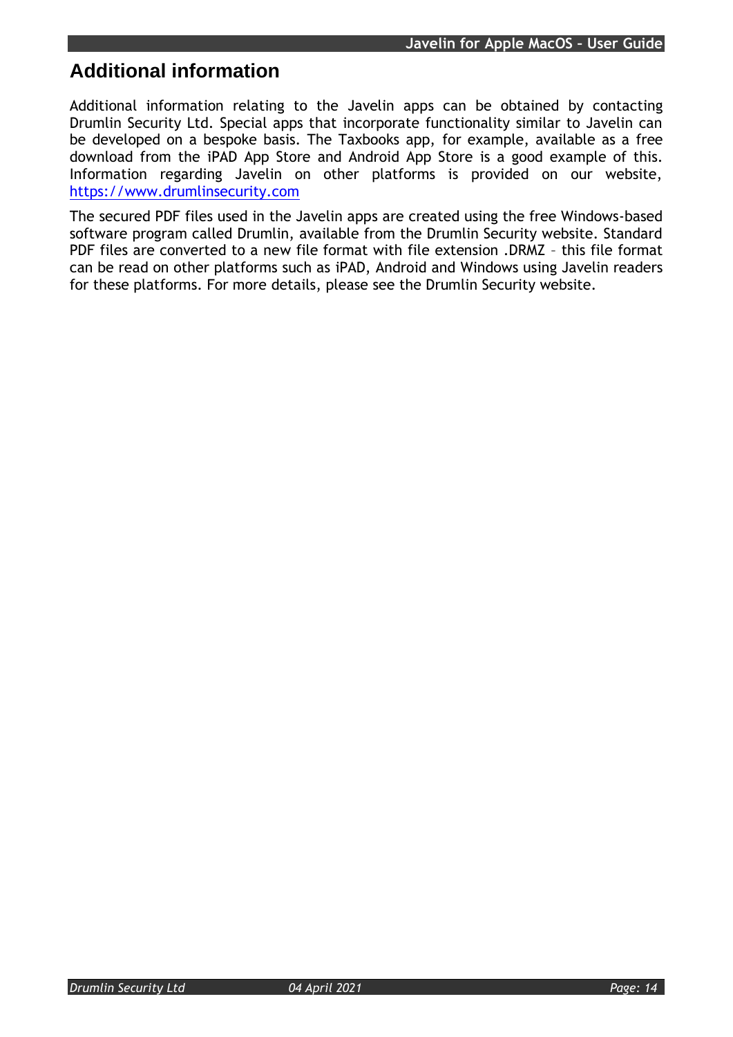# Additional information

Additional information relating to the Javelin apps can be obtained by contacting Drumlin Security Ltd. Special apps that incorporate functionality similar to Javelin can be developed on a bespoke basis. The Taxbooks app, for example, available as a free download from the iPAD App Store and Android App Store is a good example of this. Information regarding Javelin on other platforms is provided on our website, [https://www.drumlinsecurity.com](https://www.drumlinsecurity.com)

The secured PDF files used in the Javelin apps are created using the free Windows-based software program called Drumlin, available from the Drumlin Security website. Standard PDF files are converted to a new file format with file extension .DRMZ – this file format can be read on other platforms such as iPAD, Android and Windows using Javelin readers for these platforms. For more details, please see the Drumlin Security website.